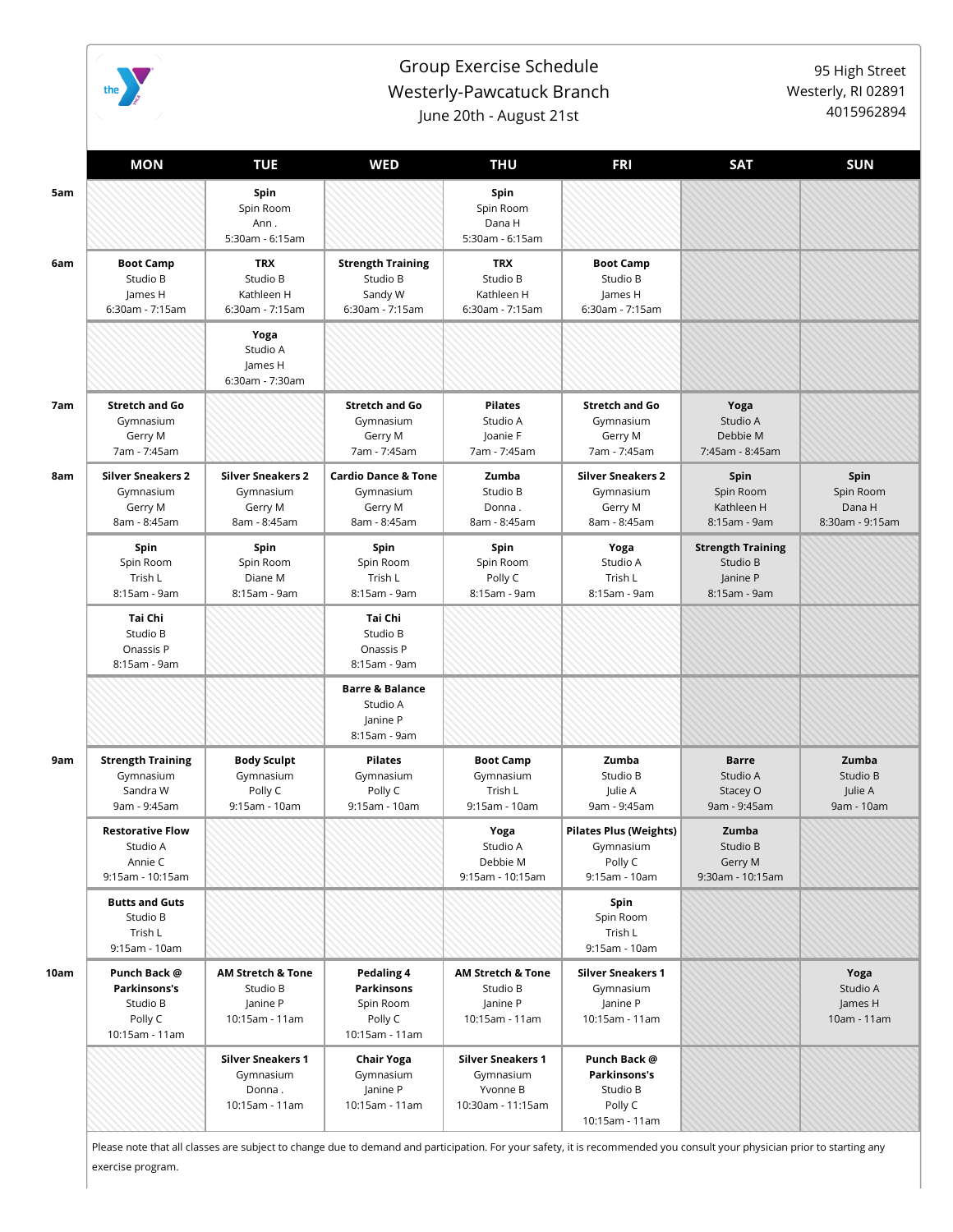# Group Exercise Schedule
## Westerly-Pawcatuck Branch
June 20th - August 21st

95 High Street
Westerly, RI 02891
4015962894

| | MON | TUE | WED | THU | FRI | SAT | SUN |
|---|---|---|---|---|---|---|---|
| 5am | | **Spin** Spin Room Ann . 5:30am - 6:15am | | **Spin** Spin Room Dana H 5:30am - 6:15am | | | |
| 6am | **Boot Camp** Studio B James H 6:30am - 7:15am | **TRX** Studio B Kathleen H 6:30am - 7:15am | **Strength Training** Studio B Sandy W 6:30am - 7:15am | **TRX** Studio B Kathleen H 6:30am - 7:15am | **Boot Camp** Studio B James H 6:30am - 7:15am | | |
| | | **Yoga** Studio A James H 6:30am - 7:30am | | | | | |
| 7am | **Stretch and Go** Gymnasium Gerry M 7am - 7:45am | | **Stretch and Go** Gymnasium Gerry M 7am - 7:45am | **Pilates** Studio A Joanie F 7am - 7:45am | **Stretch and Go** Gymnasium Gerry M 7am - 7:45am | **Yoga** Studio A Debbie M 7:45am - 8:45am | |
| 8am | **Silver Sneakers 2** Gymnasium Gerry M 8am - 8:45am | **Silver Sneakers 2** Gymnasium Gerry M 8am - 8:45am | **Cardio Dance & Tone** Gymnasium Gerry M 8am - 8:45am | **Zumba** Studio B Donna . 8am - 8:45am | **Silver Sneakers 2** Gymnasium Gerry M 8am - 8:45am | **Spin** Spin Room Kathleen H 8:15am - 9am | **Spin** Spin Room Dana H 8:30am - 9:15am |
| | **Spin** Spin Room Trish L 8:15am - 9am | **Spin** Spin Room Diane M 8:15am - 9am | **Spin** Spin Room Trish L 8:15am - 9am | **Spin** Spin Room Polly C 8:15am - 9am | **Yoga** Studio A Trish L 8:15am - 9am | **Strength Training** Studio B Janine P 8:15am - 9am | |
| | **Tai Chi** Studio B Onassis P 8:15am - 9am | | **Tai Chi** Studio B Onassis P 8:15am - 9am | | | | |
| | | | **Barre & Balance** Studio A Janine P 8:15am - 9am | | | | |
| 9am | **Strength Training** Gymnasium Sandra W 9am - 9:45am | **Body Sculpt** Gymnasium Polly C 9:15am - 10am | **Pilates** Gymnasium Polly C 9:15am - 10am | **Boot Camp** Gymnasium Trish L 9:15am - 10am | **Zumba** Studio B Julie A 9am - 9:45am | **Barre** Studio A Stacey O 9am - 9:45am | **Zumba** Studio B Julie A 9am - 10am |
| | **Restorative Flow** Studio A Annie C 9:15am - 10:15am | | | **Yoga** Studio A Debbie M 9:15am - 10:15am | **Pilates Plus (Weights)** Gymnasium Polly C 9:15am - 10am | **Zumba** Studio B Gerry M 9:30am - 10:15am | |
| | **Butts and Guts** Studio B Trish L 9:15am - 10am | | | | **Spin** Spin Room Trish L 9:15am - 10am | | |
| 10am | **Punch Back @ Parkinsons's** Studio B Polly C 10:15am - 11am | **AM Stretch & Tone** Studio B Janine P 10:15am - 11am | **Pedaling 4 Parkinsons** Spin Room Polly C 10:15am - 11am | **AM Stretch & Tone** Studio B Janine P 10:15am - 11am | **Silver Sneakers 1** Gymnasium Janine P 10:15am - 11am | | **Yoga** Studio A James H 10am - 11am |
| | | **Silver Sneakers 1** Gymnasium Donna . 10:15am - 11am | **Chair Yoga** Gymnasium Janine P 10:15am - 11am | **Silver Sneakers 1** Gymnasium Yvonne B 10:30am - 11:15am | **Punch Back @ Parkinsons's** Studio B Polly C 10:15am - 11am | | |

Please note that all classes are subject to change due to demand and participation. For your safety, it is recommended you consult your physician prior to starting any exercise program.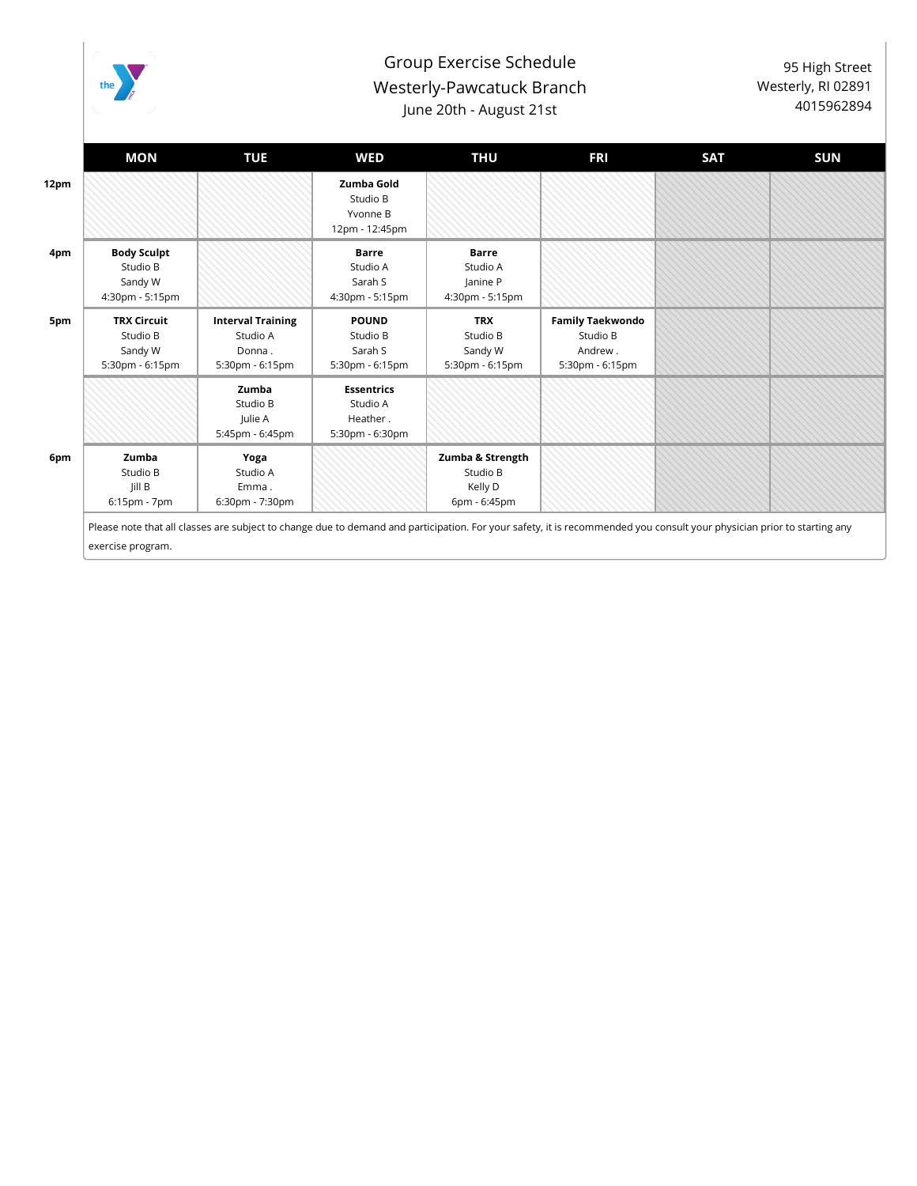# Group Exercise Schedule

## Westerly-Pawcatuck Branch

June 20th - August 21st

95 High Street
Westerly, RI 02891
4015962894

| | MON | TUE | WED | THU | FRI | SAT | SUN |
|---|---|---|---|---|---|---|---|
| **12pm** | | | **Zumba Gold** Studio B Yvonne B 12pm - 12:45pm | | | | |
| **4pm** | **Body Sculpt** Studio B Sandy W 4:30pm - 5:15pm | | **Barre** Studio A Sarah S 4:30pm - 5:15pm | **Barre** Studio A Janine P 4:30pm - 5:15pm | | | |
| **5pm** | **TRX Circuit** Studio B Sandy W 5:30pm - 6:15pm | **Interval Training** Studio A Donna . 5:30pm - 6:15pm | **POUND** Studio B Sarah S 5:30pm - 6:15pm | **TRX** Studio B Sandy W 5:30pm - 6:15pm | **Family Taekwondo** Studio B Andrew . 5:30pm - 6:15pm | | |
| | | **Zumba** Studio B Julie A 5:45pm - 6:45pm | **Essentrics** Studio A Heather . 5:30pm - 6:30pm | | | | |
| **6pm** | **Zumba** Studio B Jill B 6:15pm - 7pm | **Yoga** Studio A Emma . 6:30pm - 7:30pm | | **Zumba & Strength** Studio B Kelly D 6pm - 6:45pm | | | |

Please note that all classes are subject to change due to demand and participation. For your safety, it is recommended you consult your physician prior to starting any exercise program.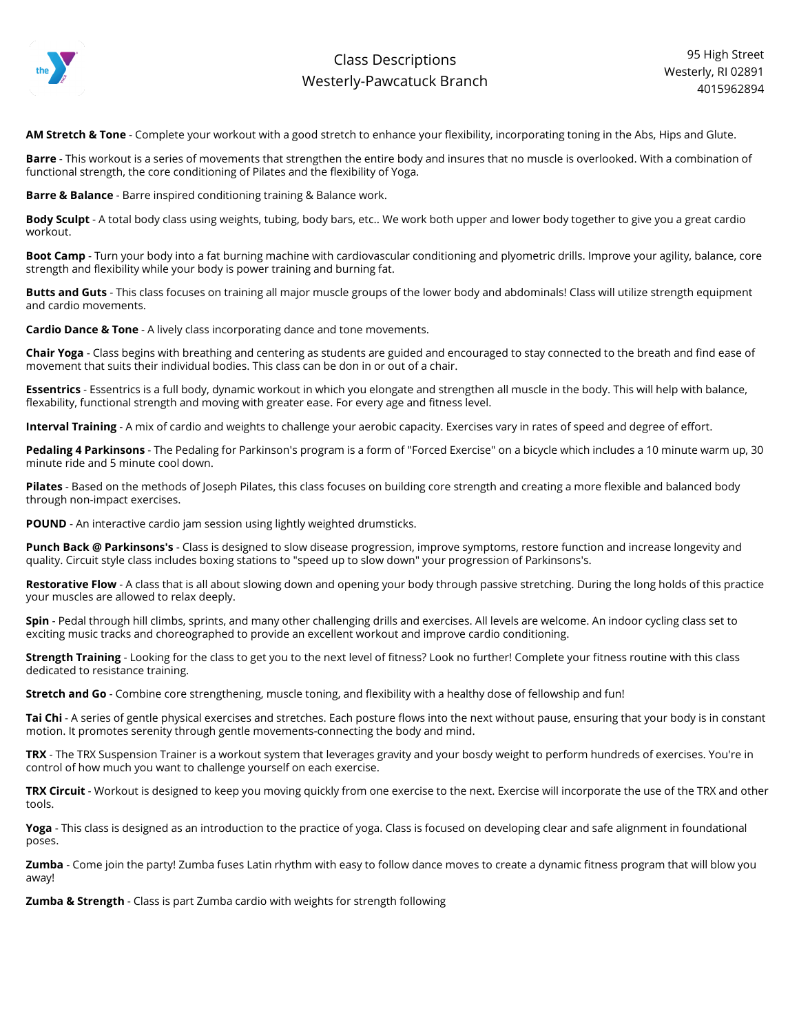# Class Descriptions
## Westerly-Pawcatuck Branch

95 High Street
Westerly, RI 02891
4015962894

**AM Stretch & Tone** - Complete your workout with a good stretch to enhance your flexibility, incorporating toning in the Abs, Hips and Glute.

**Barre** - This workout is a series of movements that strengthen the entire body and insures that no muscle is overlooked. With a combination of functional strength, the core conditioning of Pilates and the flexibility of Yoga.

**Barre & Balance** - Barre inspired conditioning training & Balance work.

**Body Sculpt** - A total body class using weights, tubing, body bars, etc.. We work both upper and lower body together to give you a great cardio workout.

**Boot Camp** - Turn your body into a fat burning machine with cardiovascular conditioning and plyometric drills. Improve your agility, balance, core strength and flexibility while your body is power training and burning fat.

**Butts and Guts** - This class focuses on training all major muscle groups of the lower body and abdominals! Class will utilize strength equipment and cardio movements.

**Cardio Dance & Tone** - A lively class incorporating dance and tone movements.

**Chair Yoga** - Class begins with breathing and centering as students are guided and encouraged to stay connected to the breath and find ease of movement that suits their individual bodies. This class can be don in or out of a chair.

**Essentrics** - Essentrics is a full body, dynamic workout in which you elongate and strengthen all muscle in the body. This will help with balance, flexability, functional strength and moving with greater ease. For every age and fitness level.

**Interval Training** - A mix of cardio and weights to challenge your aerobic capacity. Exercises vary in rates of speed and degree of effort.

**Pedaling 4 Parkinsons** - The Pedaling for Parkinson's program is a form of "Forced Exercise" on a bicycle which includes a 10 minute warm up, 30 minute ride and 5 minute cool down.

**Pilates** - Based on the methods of Joseph Pilates, this class focuses on building core strength and creating a more flexible and balanced body through non-impact exercises.

**POUND** - An interactive cardio jam session using lightly weighted drumsticks.

**Punch Back @ Parkinsons's** - Class is designed to slow disease progression, improve symptoms, restore function and increase longevity and quality. Circuit style class includes boxing stations to "speed up to slow down" your progression of Parkinsons's.

**Restorative Flow** - A class that is all about slowing down and opening your body through passive stretching. During the long holds of this practice your muscles are allowed to relax deeply.

**Spin** - Pedal through hill climbs, sprints, and many other challenging drills and exercises. All levels are welcome. An indoor cycling class set to exciting music tracks and choreographed to provide an excellent workout and improve cardio conditioning.

**Strength Training** - Looking for the class to get you to the next level of fitness? Look no further! Complete your fitness routine with this class dedicated to resistance training.

**Stretch and Go** - Combine core strengthening, muscle toning, and flexibility with a healthy dose of fellowship and fun!

**Tai Chi** - A series of gentle physical exercises and stretches. Each posture flows into the next without pause, ensuring that your body is in constant motion. It promotes serenity through gentle movements-connecting the body and mind.

**TRX** - The TRX Suspension Trainer is a workout system that leverages gravity and your bosdy weight to perform hundreds of exercises. You're in control of how much you want to challenge yourself on each exercise.

**TRX Circuit** - Workout is designed to keep you moving quickly from one exercise to the next. Exercise will incorporate the use of the TRX and other tools.

**Yoga** - This class is designed as an introduction to the practice of yoga. Class is focused on developing clear and safe alignment in foundational poses.

**Zumba** - Come join the party! Zumba fuses Latin rhythm with easy to follow dance moves to create a dynamic fitness program that will blow you away!

**Zumba & Strength** - Class is part Zumba cardio with weights for strength following